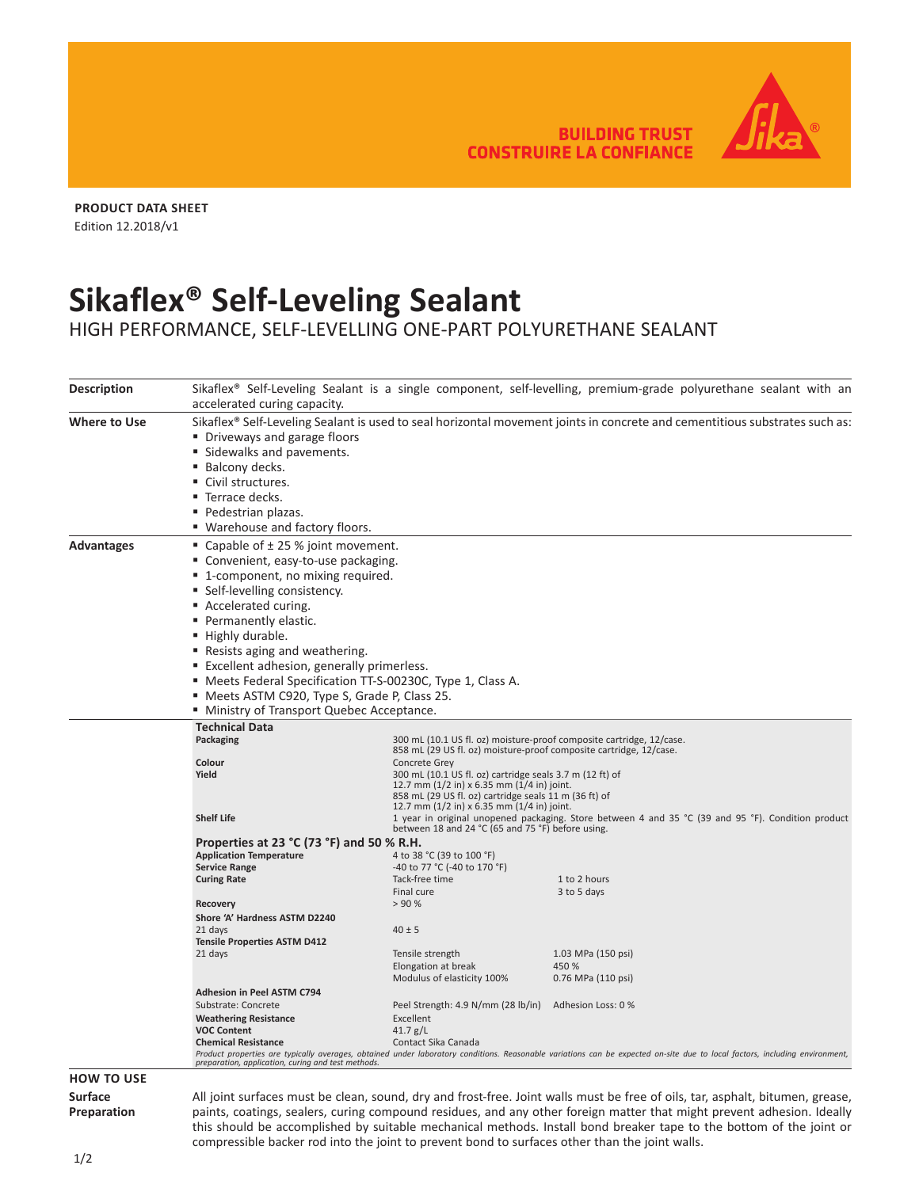BUILDING TRUST
CONSTRUIRE LA CONFIANCE

**PRODUCT DATA SHEET**
Edition 12.2018/v1

# Sikaflex® Self-Leveling Sealant

HIGH PERFORMANCE, SELF-LEVELLING ONE-PART POLYURETHANE SEALANT

**Description**

Sikaflex® Self-Leveling Sealant is a single component, self-levelling, premium-grade polyurethane sealant with an accelerated curing capacity.

**Where to Use**

Sikaflex® Self-Leveling Sealant is used to seal horizontal movement joints in concrete and cementitious substrates such as:

- Driveways and garage floors
- Sidewalks and pavements.
- Balcony decks.
- Civil structures.
- Terrace decks.
- Pedestrian plazas.
- Warehouse and factory floors.

**Advantages**

- Capable of ± 25 % joint movement.
- Convenient, easy-to-use packaging.
- 1-component, no mixing required.
- Self-levelling consistency.
- Accelerated curing.
- Permanently elastic.
- Highly durable.
- Resists aging and weathering.
- Excellent adhesion, generally primerless.
- Meets Federal Specification TT-S-00230C, Type 1, Class A.
- Meets ASTM C920, Type S, Grade P, Class 25.
- Ministry of Transport Quebec Acceptance.

**Technical Data**

| | | |
|---|---|---|
| **Packaging** | 300 mL (10.1 US fl. oz) moisture-proof composite cartridge, 12/case.<br>858 mL (29 US fl. oz) moisture-proof composite cartridge, 12/case. | |
| **Colour** | Concrete Grey | |
| **Yield** | 300 mL (10.1 US fl. oz) cartridge seals 3.7 m (12 ft) of 12.7 mm (1/2 in) x 6.35 mm (1/4 in) joint.<br>858 mL (29 US fl. oz) cartridge seals 11 m (36 ft) of 12.7 mm (1/2 in) x 6.35 mm (1/4 in) joint. | |
| **Shelf Life** | 1 year in original unopened packaging. Store between 4 and 35 °C (39 and 95 °F). Condition product between 18 and 24 °C (65 and 75 °F) before using. | |

**Properties at 23 °C (73 °F) and 50 % R.H.**

| | | |
|---|---|---|
| **Application Temperature** | 4 to 38 °C (39 to 100 °F) | |
| **Service Range** | -40 to 77 °C (-40 to 170 °F) | |
| **Curing Rate** | Tack-free time | 1 to 2 hours |
| | Final cure | 3 to 5 days |
| **Recovery** | > 90 % | |
| **Shore 'A' Hardness ASTM D2240** | | |
| 21 days | 40 ± 5 | |
| **Tensile Properties ASTM D412** | | |
| 21 days | Tensile strength | 1.03 MPa (150 psi) |
| | Elongation at break | 450 % |
| | Modulus of elasticity 100% | 0.76 MPa (110 psi) |
| **Adhesion in Peel ASTM C794** | | |
| Substrate: Concrete | Peel Strength: 4.9 N/mm (28 lb/in) | Adhesion Loss: 0 % |
| **Weathering Resistance** | Excellent | |
| **VOC Content** | 41.7 g/L | |
| **Chemical Resistance** | Contact Sika Canada | |

*Product properties are typically averages, obtained under laboratory conditions. Reasonable variations can be expected on-site due to local factors, including environment, preparation, application, curing and test methods.*

## HOW TO USE

**Surface Preparation**

All joint surfaces must be clean, sound, dry and frost-free. Joint walls must be free of oils, tar, asphalt, bitumen, grease, paints, coatings, sealers, curing compound residues, and any other foreign matter that might prevent adhesion. Ideally this should be accomplished by suitable mechanical methods. Install bond breaker tape to the bottom of the joint or compressible backer rod into the joint to prevent bond to surfaces other than the joint walls.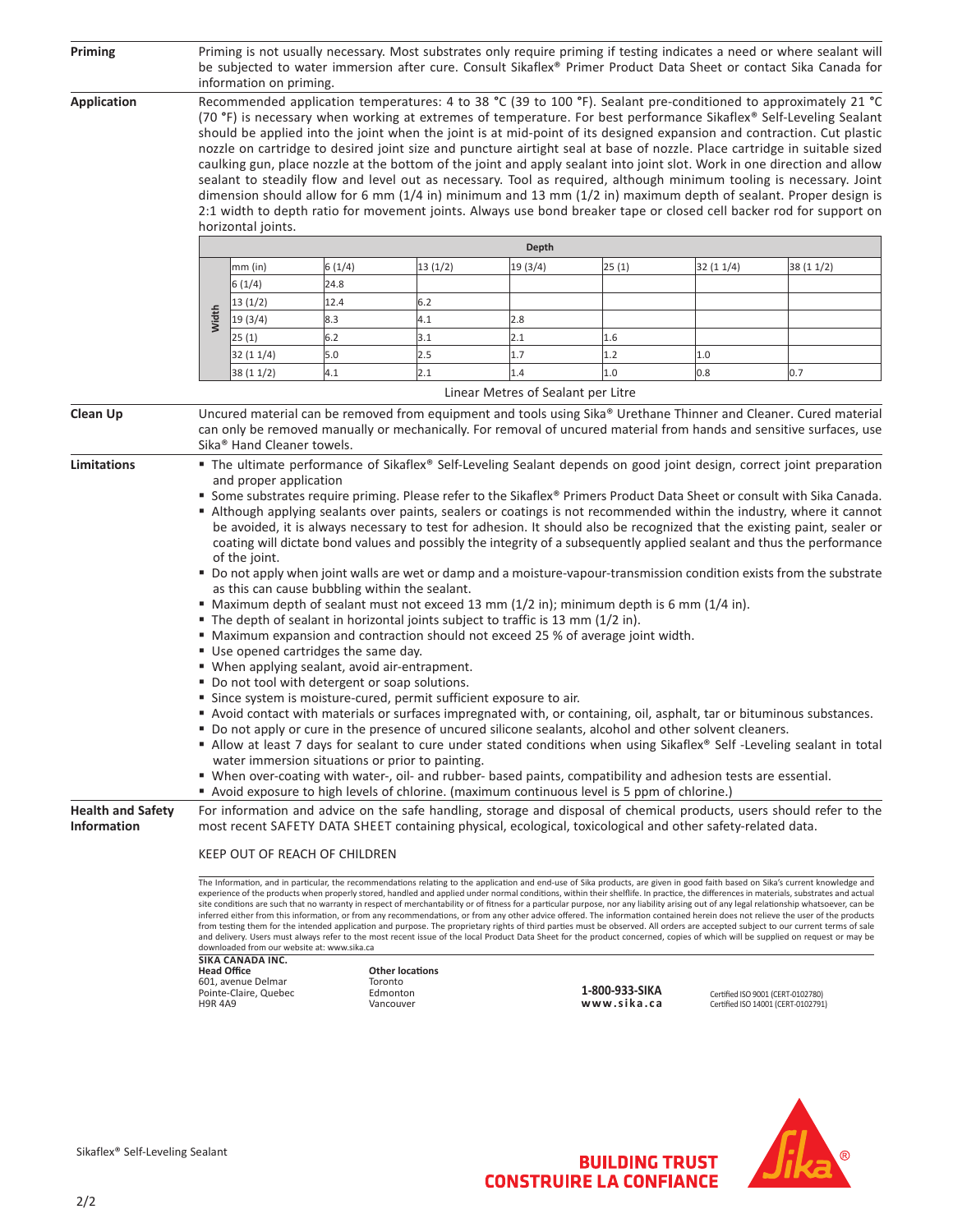**Priming**

Priming is not usually necessary. Most substrates only require priming if testing indicates a need or where sealant will be subjected to water immersion after cure. Consult Sikaflex® Primer Product Data Sheet or contact Sika Canada for information on priming.

**Application**

Recommended application temperatures: 4 to 38 °C (39 to 100 °F). Sealant pre-conditioned to approximately 21 °C (70 °F) is necessary when working at extremes of temperature. For best performance Sikaflex® Self-Leveling Sealant should be applied into the joint when the joint is at mid-point of its designed expansion and contraction. Cut plastic nozzle on cartridge to desired joint size and puncture airtight seal at base of nozzle. Place cartridge in suitable sized caulking gun, place nozzle at the bottom of the joint and apply sealant into joint slot. Work in one direction and allow sealant to steadily flow and level out as necessary. Tool as required, although minimum tooling is necessary. Joint dimension should allow for 6 mm (1/4 in) minimum and 13 mm (1/2 in) maximum depth of sealant. Proper design is 2:1 width to depth ratio for movement joints. Always use bond breaker tape or closed cell backer rod for support on horizontal joints.

| | | Depth | | | | | |
|---|---|---|---|---|---|---|---|
| | mm (in) | 6 (1/4) | 13 (1/2) | 19 (3/4) | 25 (1) | 32 (1 1/4) | 38 (1 1/2) |
| Width | 6 (1/4) | 24.8 | | | | | |
| | 13 (1/2) | 12.4 | 6.2 | | | | |
| | 19 (3/4) | 8.3 | 4.1 | 2.8 | | | |
| | 25 (1) | 6.2 | 3.1 | 2.1 | 1.6 | | |
| | 32 (1 1/4) | 5.0 | 2.5 | 1.7 | 1.2 | 1.0 | |
| | 38 (1 1/2) | 4.1 | 2.1 | 1.4 | 1.0 | 0.8 | 0.7 |

Linear Metres of Sealant per Litre

**Clean Up**

Uncured material can be removed from equipment and tools using Sika® Urethane Thinner and Cleaner. Cured material can only be removed manually or mechanically. For removal of uncured material from hands and sensitive surfaces, use Sika® Hand Cleaner towels.

**Limitations**

- The ultimate performance of Sikaflex® Self-Leveling Sealant depends on good joint design, correct joint preparation and proper application
- Some substrates require priming. Please refer to the Sikaflex® Primers Product Data Sheet or consult with Sika Canada.
- Although applying sealants over paints, sealers or coatings is not recommended within the industry, where it cannot be avoided, it is always necessary to test for adhesion. It should also be recognized that the existing paint, sealer or coating will dictate bond values and possibly the integrity of a subsequently applied sealant and thus the performance of the joint.
- Do not apply when joint walls are wet or damp and a moisture-vapour-transmission condition exists from the substrate as this can cause bubbling within the sealant.
- Maximum depth of sealant must not exceed 13 mm (1/2 in); minimum depth is 6 mm (1/4 in).
- The depth of sealant in horizontal joints subject to traffic is 13 mm (1/2 in).
- Maximum expansion and contraction should not exceed 25 % of average joint width.
- Use opened cartridges the same day.
- When applying sealant, avoid air-entrapment.
- Do not tool with detergent or soap solutions.
- Since system is moisture-cured, permit sufficient exposure to air.
- Avoid contact with materials or surfaces impregnated with, or containing, oil, asphalt, tar or bituminous substances.
- Do not apply or cure in the presence of uncured silicone sealants, alcohol and other solvent cleaners.
- Allow at least 7 days for sealant to cure under stated conditions when using Sikaflex® Self -Leveling sealant in total water immersion situations or prior to painting.
- When over-coating with water-, oil- and rubber- based paints, compatibility and adhesion tests are essential.
- Avoid exposure to high levels of chlorine. (maximum continuous level is 5 ppm of chlorine.)

**Health and Safety Information**

For information and advice on the safe handling, storage and disposal of chemical products, users should refer to the most recent SAFETY DATA SHEET containing physical, ecological, toxicological and other safety-related data.

KEEP OUT OF REACH OF CHILDREN

The Information, and in particular, the recommendations relating to the application and end-use of Sika products, are given in good faith based on Sika's current knowledge and experience of the products when properly stored, handled and applied under normal conditions, within their shelflife. In practice, the differences in materials, substrates and actual site conditions are such that no warranty in respect of merchantability or of fitness for a particular purpose, nor any liability arising out of any legal relationship whatsoever, can be inferred either from this information, or from any recommendations, or from any other advice offered. The information contained herein does not relieve the user of the products from testing them for the intended application and purpose. The proprietary rights of third parties must be observed. All orders are accepted subject to our current terms of sale and delivery. Users must always refer to the most recent issue of the local Product Data Sheet for the product concerned, copies of which will be supplied on request or may be downloaded from our website at: www.sika.ca

**SIKA CANADA INC.**
**Head Office**
601, avenue Delmar
Pointe-Claire, Quebec
H9R 4A9

**Other locations**
Toronto
Edmonton
Vancouver

**1-800-933-SIKA**
**www.sika.ca**

Certified ISO 9001 (CERT-0102780)
Certified ISO 14001 (CERT-0102791)

Sikaflex® Self-Leveling Sealant

**BUILDING TRUST**
**CONSTRUIRE LA CONFIANCE**